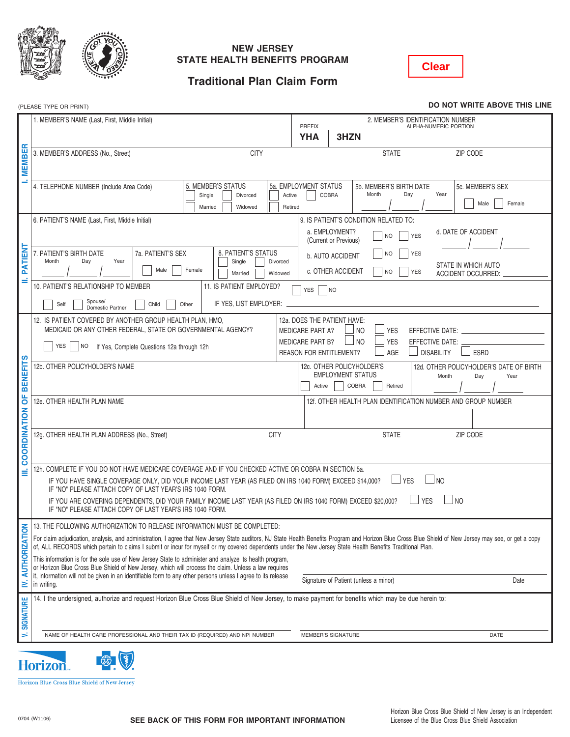# NEW JERSEY
# STATE HEALTH BENEFITS PROGRAM

## Traditional Plan Claim Form

Clear

(PLEASE TYPE OR PRINT)

**DO NOT WRITE ABOVE THIS LINE**

### I. MEMBER

1. MEMBER'S NAME (Last, First, Middle Initial)

2. MEMBER'S IDENTIFICATION NUMBER
PREFIX **YHA** **3HZN** ALPHA-NUMERIC PORTION

3. MEMBER'S ADDRESS (No., Street) | CITY | STATE | ZIP CODE

4. TELEPHONE NUMBER (Include Area Code)

5. MEMBER'S STATUS
☐ Single ☐ Divorced ☐ Married ☐ Widowed

5a. EMPLOYMENT STATUS
☐ Active ☐ COBRA ☐ Retired

5b. MEMBER'S BIRTH DATE
Month / Day / Year

5c. MEMBER'S SEX
☐ Male ☐ Female

### II. PATIENT

6. PATIENT'S NAME (Last, First, Middle Initial)

7. PATIENT'S BIRTH DATE
Month / Day / Year

7a. PATIENT'S SEX
☐ Male ☐ Female

8. PATIENT'S STATUS
☐ Single ☐ Divorced ☐ Married ☐ Widowed

9. IS PATIENT'S CONDITION RELATED TO:
a. EMPLOYMENT? (Current or Previous) ☐ NO ☐ YES
b. AUTO ACCIDENT ☐ NO ☐ YES
c. OTHER ACCIDENT ☐ NO ☐ YES

d. DATE OF ACCIDENT ____ / ____ / ____

STATE IN WHICH AUTO ACCIDENT OCCURRED: ____

10. PATIENT'S RELATIONSHIP TO MEMBER
☐ Self ☐ Spouse/Domestic Partner ☐ Child ☐ Other

11. IS PATIENT EMPLOYED? ☐ YES ☐ NO
IF YES, LIST EMPLOYER: ____

### III. COORDINATION OF BENEFITS

12. IS PATIENT COVERED BY ANOTHER GROUP HEALTH PLAN, HMO, MEDICAID OR ANY OTHER FEDERAL, STATE OR GOVERNMENTAL AGENCY?
☐ YES ☐ NO If Yes, Complete Questions 12a through 12h

12a. DOES THE PATIENT HAVE:
MEDICARE PART A? ☐ NO ☐ YES EFFECTIVE DATE: ____
MEDICARE PART B? ☐ NO ☐ YES EFFECTIVE DATE: ____
REASON FOR ENTITLEMENT? ☐ AGE ☐ DISABILITY ☐ ESRD

12b. OTHER POLICYHOLDER'S NAME

12c. OTHER POLICYHOLDER'S EMPLOYMENT STATUS
☐ Active ☐ COBRA ☐ Retired

12d. OTHER POLICYHOLDER'S DATE OF BIRTH
Month / Day / Year

12e. OTHER HEALTH PLAN NAME

12f. OTHER HEALTH PLAN IDENTIFICATION NUMBER AND GROUP NUMBER

12g. OTHER HEALTH PLAN ADDRESS (No., Street) | CITY | STATE | ZIP CODE

12h. COMPLETE IF YOU DO NOT HAVE MEDICARE COVERAGE AND IF YOU CHECKED ACTIVE OR COBRA IN SECTION 5a.

IF YOU HAVE SINGLE COVERAGE ONLY, DID YOUR INCOME LAST YEAR (AS FILED ON IRS 1040 FORM) EXCEED $14,000? ☐ YES ☐ NO
IF "NO" PLEASE ATTACH COPY OF LAST YEAR'S IRS 1040 FORM.

IF YOU ARE COVERING DEPENDENTS, DID YOUR FAMILY INCOME LAST YEAR (AS FILED ON IRS 1040 FORM) EXCEED $20,000? ☐ YES ☐ NO
IF "NO" PLEASE ATTACH COPY OF LAST YEAR'S IRS 1040 FORM.

### IV. AUTHORIZATION

13. THE FOLLOWING AUTHORIZATION TO RELEASE INFORMATION MUST BE COMPLETED:

For claim adjudication, analysis, and administration, I agree that New Jersey State auditors, NJ State Health Benefits Program and Horizon Blue Cross Blue Shield of New Jersey may see, or get a copy of, ALL RECORDS which pertain to claims I submit or incur for myself or my covered dependents under the New Jersey State Health Benefits Traditional Plan.

This information is for the sole use of New Jersey State to administer and analyze its health program, or Horizon Blue Cross Blue Shield of New Jersey, which will process the claim. Unless a law requires it, information will not be given in an identifiable form to any other persons unless I agree to its release in writing.

Signature of Patient (unless a minor) ____ Date ____

### V. SIGNATURE

14. I the undersigned, authorize and request Horizon Blue Cross Blue Shield of New Jersey, to make payment for benefits which may be due herein to:

NAME OF HEALTH CARE PROFESSIONAL AND THEIR TAX ID (REQUIRED) AND NPI NUMBER | MEMBER'S SIGNATURE | DATE

Horizon Blue Cross Blue Shield of New Jersey

0704 (W1106)

**SEE BACK OF THIS FORM FOR IMPORTANT INFORMATION**

Horizon Blue Cross Blue Shield of New Jersey is an Independent Licensee of the Blue Cross Blue Shield Association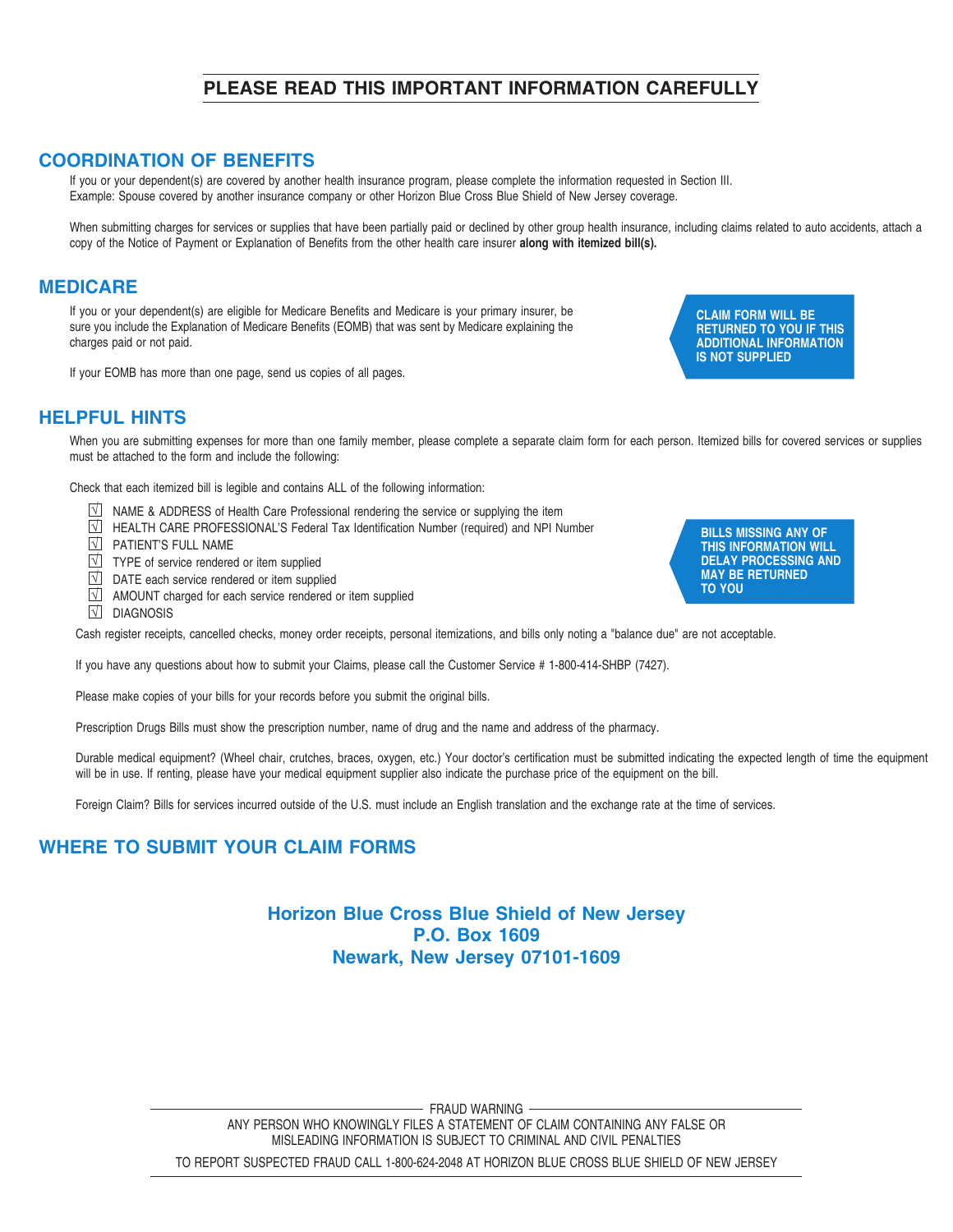# PLEASE READ THIS IMPORTANT INFORMATION CAREFULLY

## COORDINATION OF BENEFITS

If you or your dependent(s) are covered by another health insurance program, please complete the information requested in Section III.
Example: Spouse covered by another insurance company or other Horizon Blue Cross Blue Shield of New Jersey coverage.

When submitting charges for services or supplies that have been partially paid or declined by other group health insurance, including claims related to auto accidents, attach a copy of the Notice of Payment or Explanation of Benefits from the other health care insurer **along with itemized bill(s).**

## MEDICARE

If you or your dependent(s) are eligible for Medicare Benefits and Medicare is your primary insurer, be sure you include the Explanation of Medicare Benefits (EOMB) that was sent by Medicare explaining the charges paid or not paid.

If your EOMB has more than one page, send us copies of all pages.

**CLAIM FORM WILL BE RETURNED TO YOU IF THIS ADDITIONAL INFORMATION IS NOT SUPPLIED**

## HELPFUL HINTS

When you are submitting expenses for more than one family member, please complete a separate claim form for each person. Itemized bills for covered services or supplies must be attached to the form and include the following:

Check that each itemized bill is legible and contains ALL of the following information:

- √ NAME & ADDRESS of Health Care Professional rendering the service or supplying the item
- √ HEALTH CARE PROFESSIONAL'S Federal Tax Identification Number (required) and NPI Number
- √ PATIENT'S FULL NAME
- √ TYPE of service rendered or item supplied
- √ DATE each service rendered or item supplied
- √ AMOUNT charged for each service rendered or item supplied
- √ DIAGNOSIS

**BILLS MISSING ANY OF THIS INFORMATION WILL DELAY PROCESSING AND MAY BE RETURNED TO YOU**

Cash register receipts, cancelled checks, money order receipts, personal itemizations, and bills only noting a "balance due" are not acceptable.

If you have any questions about how to submit your Claims, please call the Customer Service # 1-800-414-SHBP (7427).

Please make copies of your bills for your records before you submit the original bills.

Prescription Drugs Bills must show the prescription number, name of drug and the name and address of the pharmacy.

Durable medical equipment? (Wheel chair, crutches, braces, oxygen, etc.) Your doctor's certification must be submitted indicating the expected length of time the equipment will be in use. If renting, please have your medical equipment supplier also indicate the purchase price of the equipment on the bill.

Foreign Claim? Bills for services incurred outside of the U.S. must include an English translation and the exchange rate at the time of services.

## WHERE TO SUBMIT YOUR CLAIM FORMS

**Horizon Blue Cross Blue Shield of New Jersey**
**P.O. Box 1609**
**Newark, New Jersey 07101-1609**

FRAUD WARNING

ANY PERSON WHO KNOWINGLY FILES A STATEMENT OF CLAIM CONTAINING ANY FALSE OR MISLEADING INFORMATION IS SUBJECT TO CRIMINAL AND CIVIL PENALTIES

TO REPORT SUSPECTED FRAUD CALL 1-800-624-2048 AT HORIZON BLUE CROSS BLUE SHIELD OF NEW JERSEY